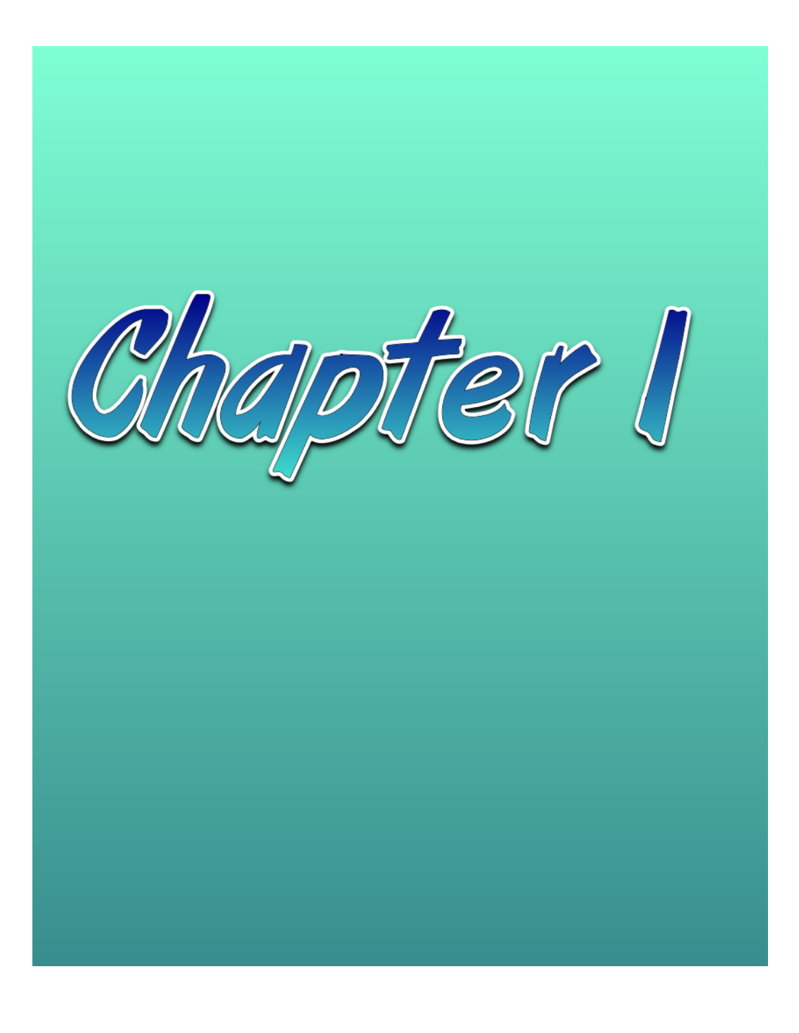# Chapter I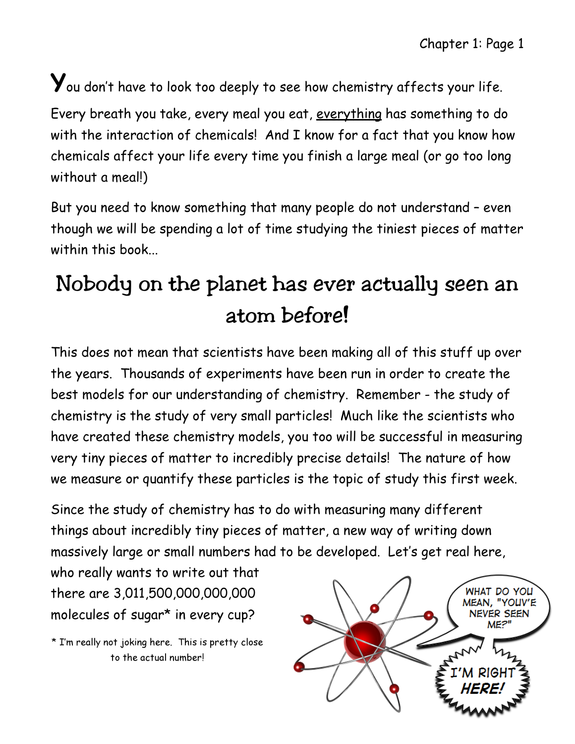You don't have to look too deeply to see how chemistry affects your life. Every breath you take, every meal you eat, <u>everything</u> has something to do with the interaction of chemicals! And I know for a fact that you know how chemicals affect your life every time you finish a large meal (or go too long without a meal!)

But you need to know something that many people do not understand – even though we will be spending a lot of time studying the tiniest pieces of matter within this book...

## Nobody on the planet has ever actually seen an atom before!

This does not mean that scientists have been making all of this stuff up over the years. Thousands of experiments have been run in order to create the best models for our understanding of chemistry. Remember - the study of chemistry is the study of very small particles! Much like the scientists who have created these chemistry models, you too will be successful in measuring very tiny pieces of matter to incredibly precise details! The nature of how we measure or quantify these particles is the topic of study this first week.

Since the study of chemistry has to do with measuring many different things about incredibly tiny pieces of matter, a new way of writing down massively large or small numbers had to be developed. Let's get real here, who really wants to write out that there are 3,011,500,000,000,000 molecules of sugar* in every cup?

\* I'm really not joking here. This is pretty close to the actual number!

WHAT DO YOU MEAN, "YOU'VE NEVER SEEN ME?"

I'M RIGHT HERE!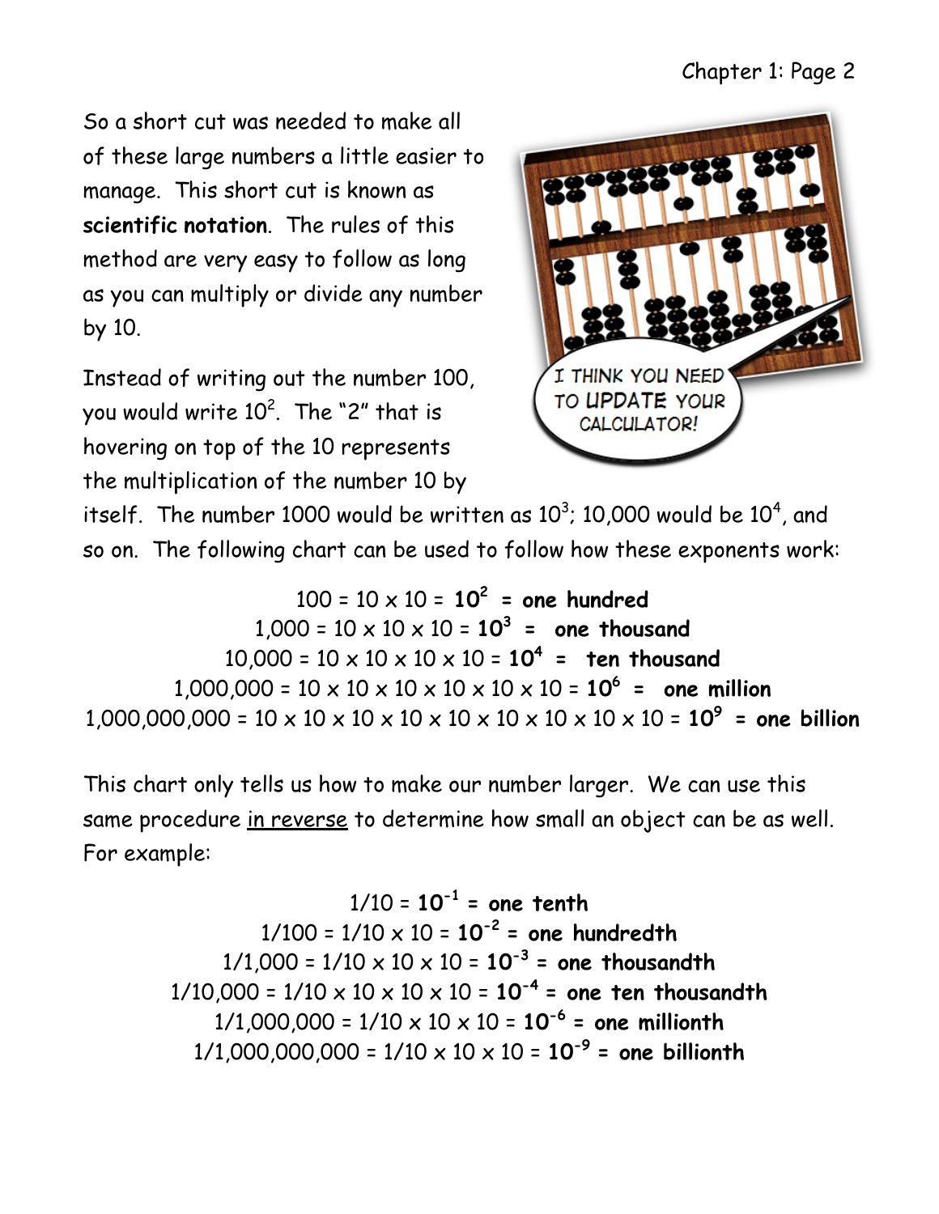So a short cut was needed to make all of these large numbers a little easier to manage. This short cut is known as **scientific notation**. The rules of this method are very easy to follow as long as you can multiply or divide any number by 10.

Instead of writing out the number 100, you would write $10^2$. The "2" that is hovering on top of the 10 represents the multiplication of the number 10 by itself. The number 1000 would be written as $10^3$; 10,000 would be $10^4$, and so on. The following chart can be used to follow how these exponents work:

$100 = 10 \times 10 = \mathbf{10^2}$ **= one hundred**

$1{,}000 = 10 \times 10 \times 10 = \mathbf{10^3}$ **= one thousand**

$10{,}000 = 10 \times 10 \times 10 \times 10 = \mathbf{10^4}$ **= ten thousand**

$1{,}000{,}000 = 10 \times 10 \times 10 \times 10 \times 10 \times 10 = \mathbf{10^6}$ **= one million**

$1{,}000{,}000{,}000 = 10 \times 10 \times 10 \times 10 \times 10 \times 10 \times 10 \times 10 \times 10 = \mathbf{10^9}$ **= one billion**

This chart only tells us how to make our number larger. We can use this same procedure <u>in reverse</u> to determine how small an object can be as well. For example:

$1/10 = \mathbf{10^{-1}}$ **= one tenth**

$1/100 = 1/10 \times 10 = \mathbf{10^{-2}}$ **= one hundredth**

$1/1{,}000 = 1/10 \times 10 \times 10 = \mathbf{10^{-3}}$ **= one thousandth**

$1/10{,}000 = 1/10 \times 10 \times 10 \times 10 = \mathbf{10^{-4}}$ **= one ten thousandth**

$1/1{,}000{,}000 = 1/10 \times 10 \times 10 = \mathbf{10^{-6}}$ **= one millionth**

$1/1{,}000{,}000{,}000 = 1/10 \times 10 \times 10 = \mathbf{10^{-9}}$ **= one billionth**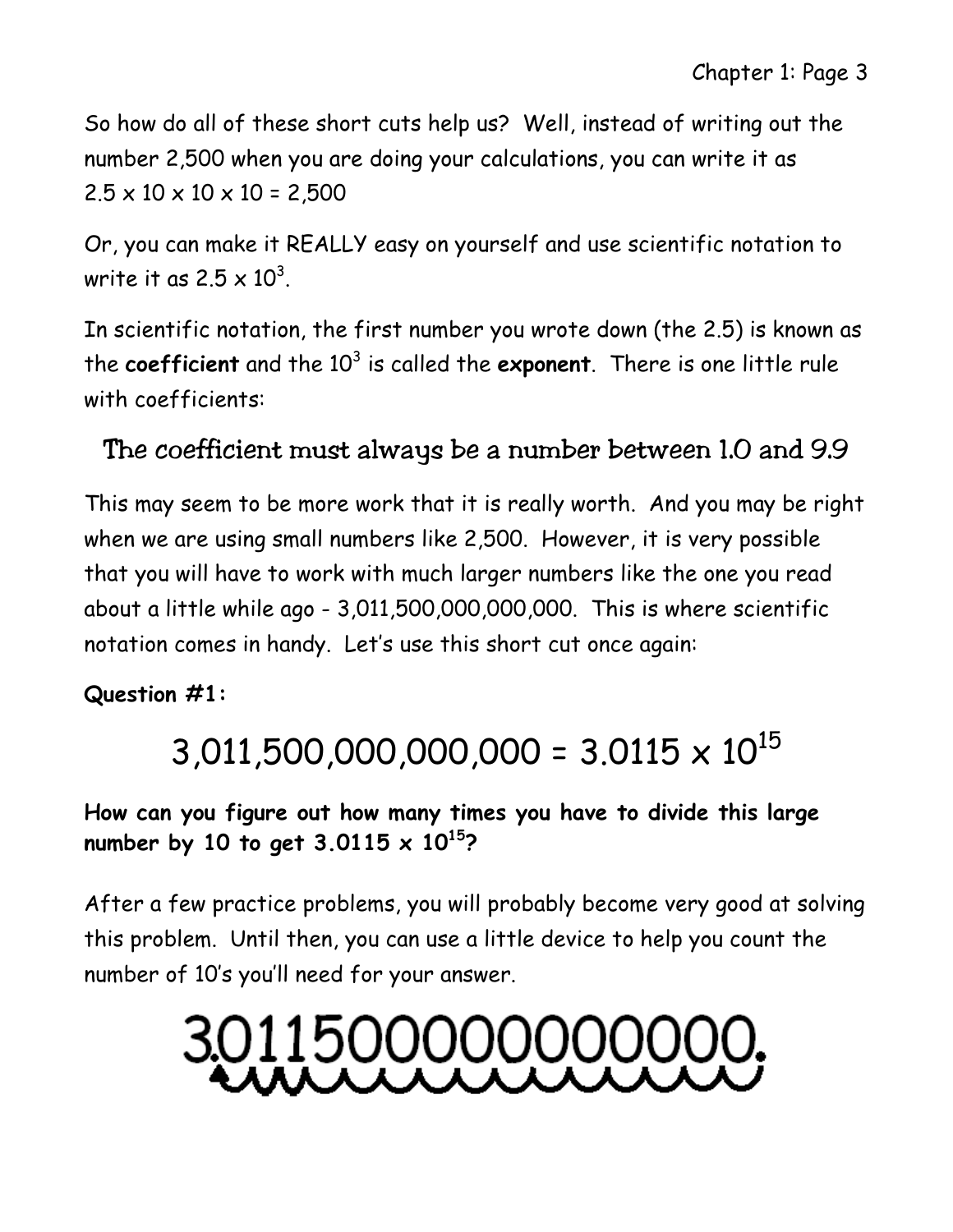So how do all of these short cuts help us? Well, instead of writing out the number 2,500 when you are doing your calculations, you can write it as $2.5 \times 10 \times 10 \times 10 = 2{,}500$

Or, you can make it REALLY easy on yourself and use scientific notation to write it as $2.5 \times 10^3$.

In scientific notation, the first number you wrote down (the 2.5) is known as the **coefficient** and the $10^3$ is called the **exponent**. There is one little rule with coefficients:

## The coefficient must always be a number between 1.0 and 9.9

This may seem to be more work that it is really worth. And you may be right when we are using small numbers like 2,500. However, it is very possible that you will have to work with much larger numbers like the one you read about a little while ago - 3,011,500,000,000,000. This is where scientific notation comes in handy. Let's use this short cut once again:

**Question #1:**

$$3{,}011{,}500{,}000{,}000{,}000 = 3.0115 \times 10^{15}$$

**How can you figure out how many times you have to divide this large number by 10 to get $3.0115 \times 10^{15}$?**

After a few practice problems, you will probably become very good at solving this problem. Until then, you can use a little device to help you count the number of 10's you'll need for your answer.

3.011500000000000.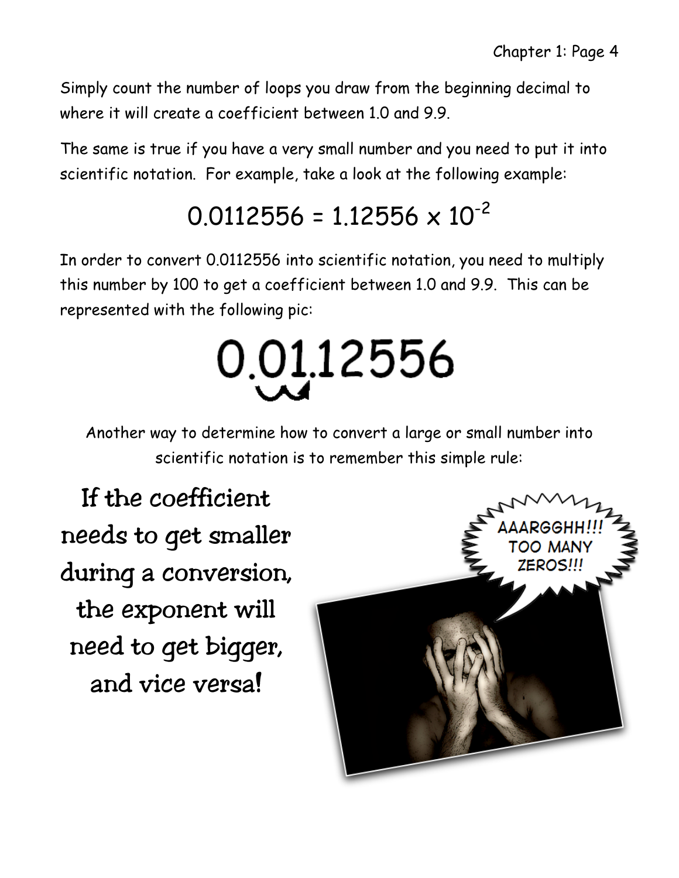Simply count the number of loops you draw from the beginning decimal to where it will create a coefficient between 1.0 and 9.9.

The same is true if you have a very small number and you need to put it into scientific notation. For example, take a look at the following example:

$$0.0112556 = 1.12556 \times 10^{-2}$$

In order to convert 0.0112556 into scientific notation, you need to multiply this number by 100 to get a coefficient between 1.0 and 9.9. This can be represented with the following pic:

0.01.12556

Another way to determine how to convert a large or small number into scientific notation is to remember this simple rule:

**If the coefficient needs to get smaller during a conversion, the exponent will need to get bigger, and vice versa!**

AAARGGHH!!! TOO MANY ZEROS!!!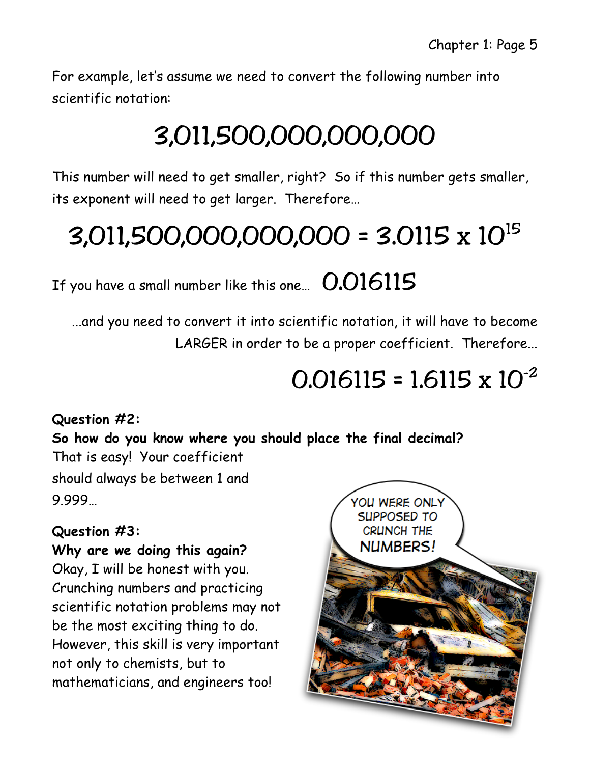For example, let's assume we need to convert the following number into scientific notation:

$$3{,}011{,}500{,}000{,}000{,}000$$

This number will need to get smaller, right? So if this number gets smaller, its exponent will need to get larger. Therefore...

$$3{,}011{,}500{,}000{,}000{,}000 = 3.0115 \times 10^{15}$$

If you have a small number like this one... $0.016115$

...and you need to convert it into scientific notation, it will have to become LARGER in order to be a proper coefficient. Therefore...

$$0.016115 = 1.6115 \times 10^{-2}$$

**Question #2:**
**So how do you know where you should place the final decimal?**
That is easy! Your coefficient should always be between 1 and 9.999…

**Question #3:**
**Why are we doing this again?**
Okay, I will be honest with you. Crunching numbers and practicing scientific notation problems may not be the most exciting thing to do. However, this skill is very important not only to chemists, but to mathematicians, and engineers too!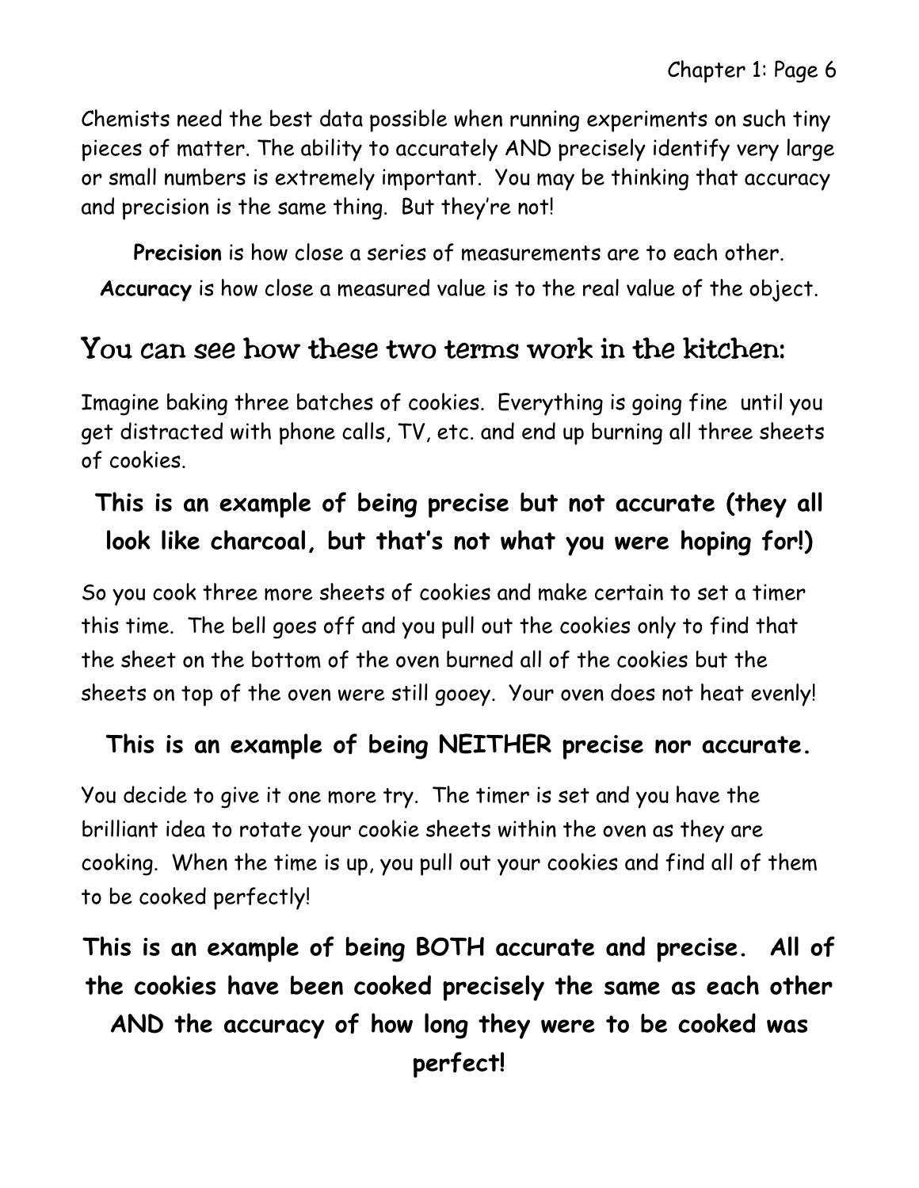Chemists need the best data possible when running experiments on such tiny pieces of matter. The ability to accurately AND precisely identify very large or small numbers is extremely important. You may be thinking that accuracy and precision is the same thing. But they're not!

**Precision** is how close a series of measurements are to each other.

**Accuracy** is how close a measured value is to the real value of the object.

## You can see how these two terms work in the kitchen:

Imagine baking three batches of cookies. Everything is going fine until you get distracted with phone calls, TV, etc. and end up burning all three sheets of cookies.

**This is an example of being precise but not accurate (they all look like charcoal, but that's not what you were hoping for!)**

So you cook three more sheets of cookies and make certain to set a timer this time. The bell goes off and you pull out the cookies only to find that the sheet on the bottom of the oven burned all of the cookies but the sheets on top of the oven were still gooey. Your oven does not heat evenly!

**This is an example of being NEITHER precise nor accurate.**

You decide to give it one more try. The timer is set and you have the brilliant idea to rotate your cookie sheets within the oven as they are cooking. When the time is up, you pull out your cookies and find all of them to be cooked perfectly!

**This is an example of being BOTH accurate and precise. All of the cookies have been cooked precisely the same as each other AND the accuracy of how long they were to be cooked was perfect!**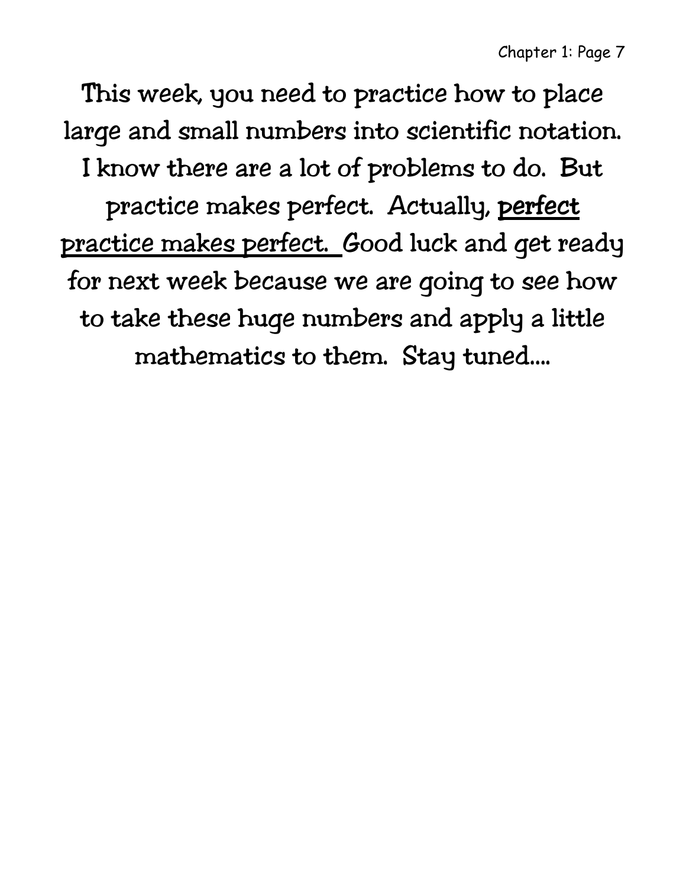This week, you need to practice how to place large and small numbers into scientific notation. I know there are a lot of problems to do. But practice makes perfect. Actually, **perfect practice makes perfect.** Good luck and get ready for next week because we are going to see how to take these huge numbers and apply a little mathematics to them. Stay tuned....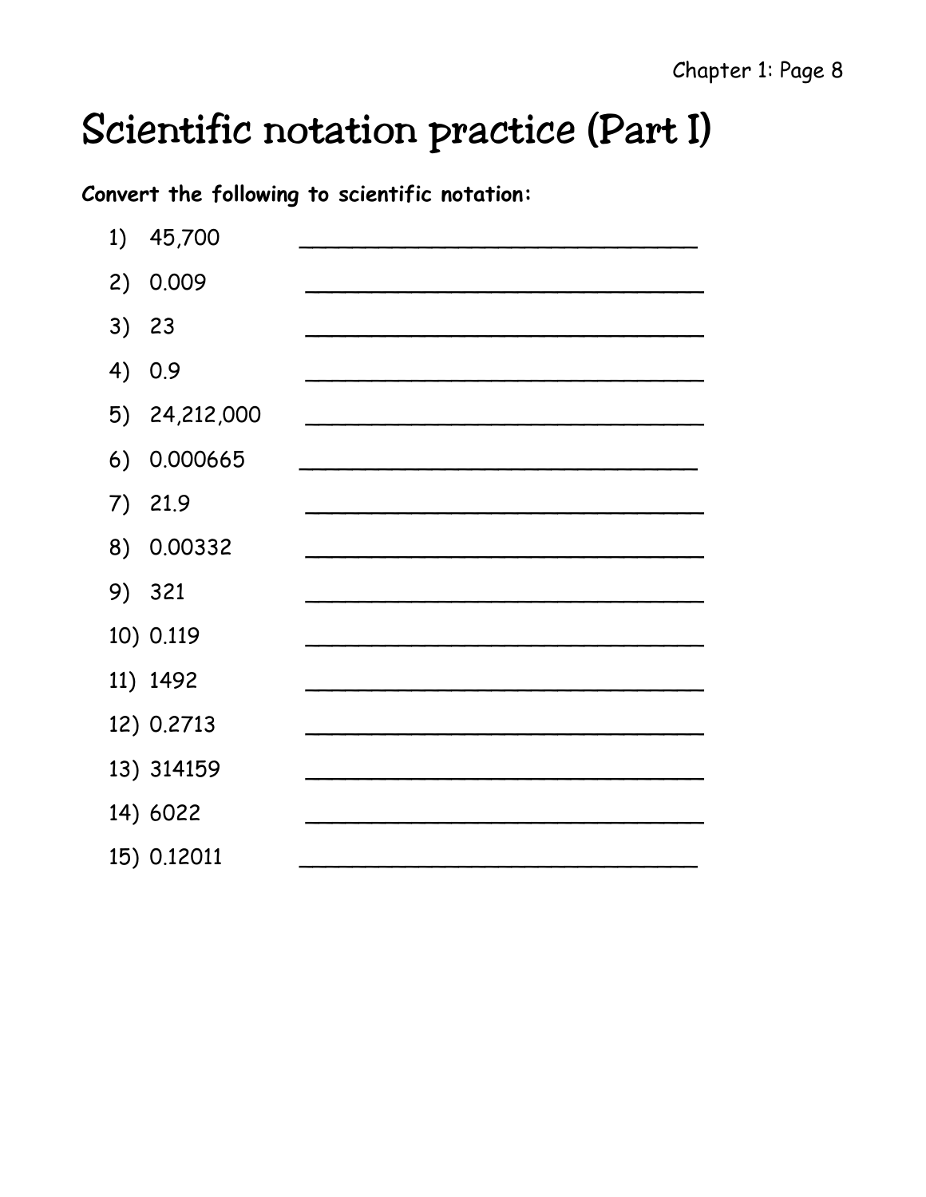# Scientific notation practice (Part I)

**Convert the following to scientific notation:**

1) 45,700 ______________________________
2) 0.009 ______________________________
3) 23 ______________________________
4) 0.9 ______________________________
5) 24,212,000 ______________________________
6) 0.000665 ______________________________
7) 21.9 ______________________________
8) 0.00332 ______________________________
9) 321 ______________________________
10) 0.119 ______________________________
11) 1492 ______________________________
12) 0.2713 ______________________________
13) 314159 ______________________________
14) 6022 ______________________________
15) 0.12011 ______________________________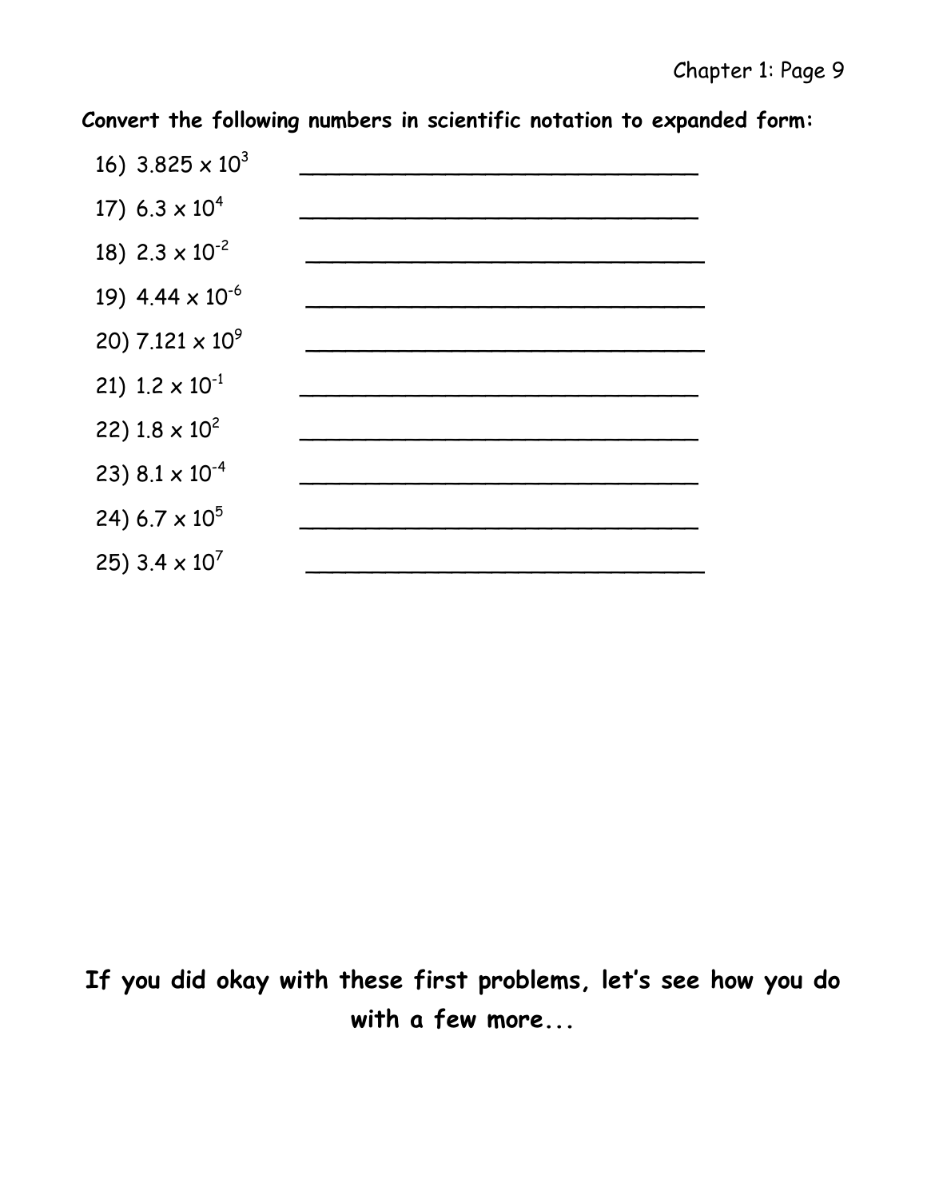**Convert the following numbers in scientific notation to expanded form:**

16) $3.825 \times 10^{3}$ ______________________________

17) $6.3 \times 10^{4}$ ______________________________

18) $2.3 \times 10^{-2}$ ______________________________

19) $4.44 \times 10^{-6}$ ______________________________

20) $7.121 \times 10^{9}$ ______________________________

21) $1.2 \times 10^{-1}$ ______________________________

22) $1.8 \times 10^{2}$ ______________________________

23) $8.1 \times 10^{-4}$ ______________________________

24) $6.7 \times 10^{5}$ ______________________________

25) $3.4 \times 10^{7}$ ______________________________

**If you did okay with these first problems, let's see how you do with a few more...**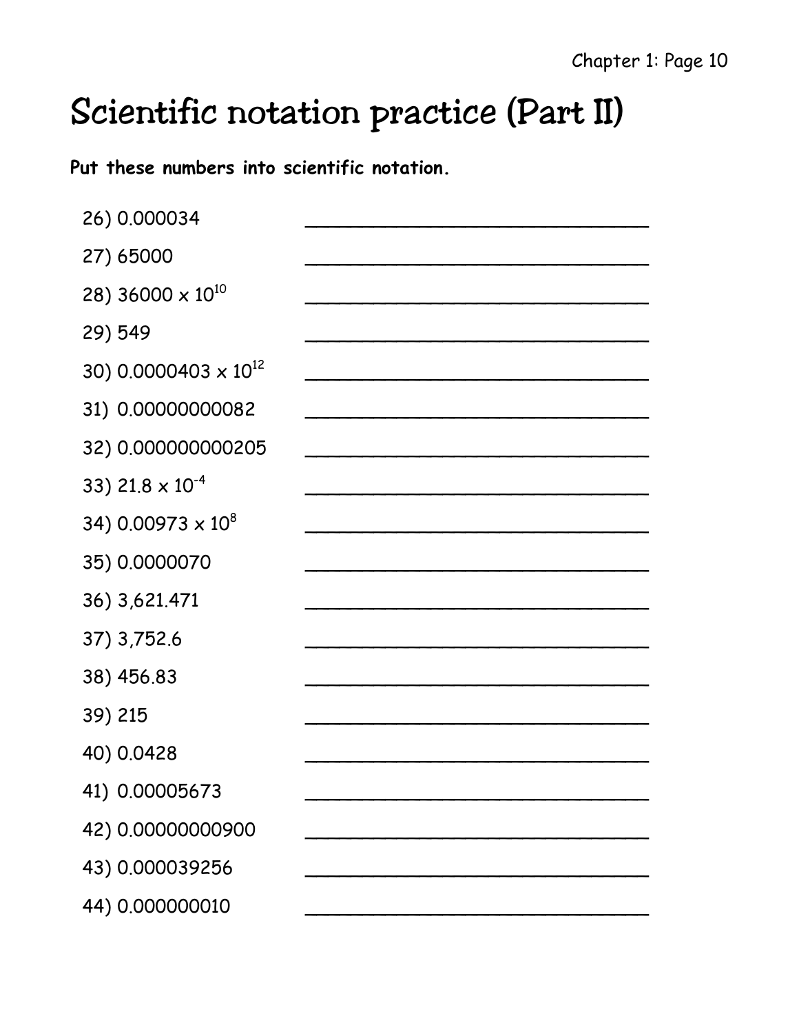# Scientific notation practice (Part II)

**Put these numbers into scientific notation.**

26) 0.000034 \_\_\_\_\_\_\_\_\_\_\_\_\_\_\_\_\_\_\_\_\_\_\_\_\_\_\_\_

27) 65000 \_\_\_\_\_\_\_\_\_\_\_\_\_\_\_\_\_\_\_\_\_\_\_\_\_\_\_\_

28) $36000 \times 10^{10}$ \_\_\_\_\_\_\_\_\_\_\_\_\_\_\_\_\_\_\_\_\_\_\_\_\_\_\_\_

29) 549 \_\_\_\_\_\_\_\_\_\_\_\_\_\_\_\_\_\_\_\_\_\_\_\_\_\_\_\_

30) $0.0000403 \times 10^{12}$ \_\_\_\_\_\_\_\_\_\_\_\_\_\_\_\_\_\_\_\_\_\_\_\_\_\_\_\_

31) 0.00000000082 \_\_\_\_\_\_\_\_\_\_\_\_\_\_\_\_\_\_\_\_\_\_\_\_\_\_\_\_

32) 0.000000000205 \_\_\_\_\_\_\_\_\_\_\_\_\_\_\_\_\_\_\_\_\_\_\_\_\_\_\_\_

33) $21.8 \times 10^{-4}$ \_\_\_\_\_\_\_\_\_\_\_\_\_\_\_\_\_\_\_\_\_\_\_\_\_\_\_\_

34) $0.00973 \times 10^{8}$ \_\_\_\_\_\_\_\_\_\_\_\_\_\_\_\_\_\_\_\_\_\_\_\_\_\_\_\_

35) 0.0000070 \_\_\_\_\_\_\_\_\_\_\_\_\_\_\_\_\_\_\_\_\_\_\_\_\_\_\_\_

36) 3,621.471 \_\_\_\_\_\_\_\_\_\_\_\_\_\_\_\_\_\_\_\_\_\_\_\_\_\_\_\_

37) 3,752.6 \_\_\_\_\_\_\_\_\_\_\_\_\_\_\_\_\_\_\_\_\_\_\_\_\_\_\_\_

38) 456.83 \_\_\_\_\_\_\_\_\_\_\_\_\_\_\_\_\_\_\_\_\_\_\_\_\_\_\_\_

39) 215 \_\_\_\_\_\_\_\_\_\_\_\_\_\_\_\_\_\_\_\_\_\_\_\_\_\_\_\_

40) 0.0428 \_\_\_\_\_\_\_\_\_\_\_\_\_\_\_\_\_\_\_\_\_\_\_\_\_\_\_\_

41) 0.00005673 \_\_\_\_\_\_\_\_\_\_\_\_\_\_\_\_\_\_\_\_\_\_\_\_\_\_\_\_

42) 0.00000000900 \_\_\_\_\_\_\_\_\_\_\_\_\_\_\_\_\_\_\_\_\_\_\_\_\_\_\_\_

43) 0.000039256 \_\_\_\_\_\_\_\_\_\_\_\_\_\_\_\_\_\_\_\_\_\_\_\_\_\_\_\_

44) 0.000000010 \_\_\_\_\_\_\_\_\_\_\_\_\_\_\_\_\_\_\_\_\_\_\_\_\_\_\_\_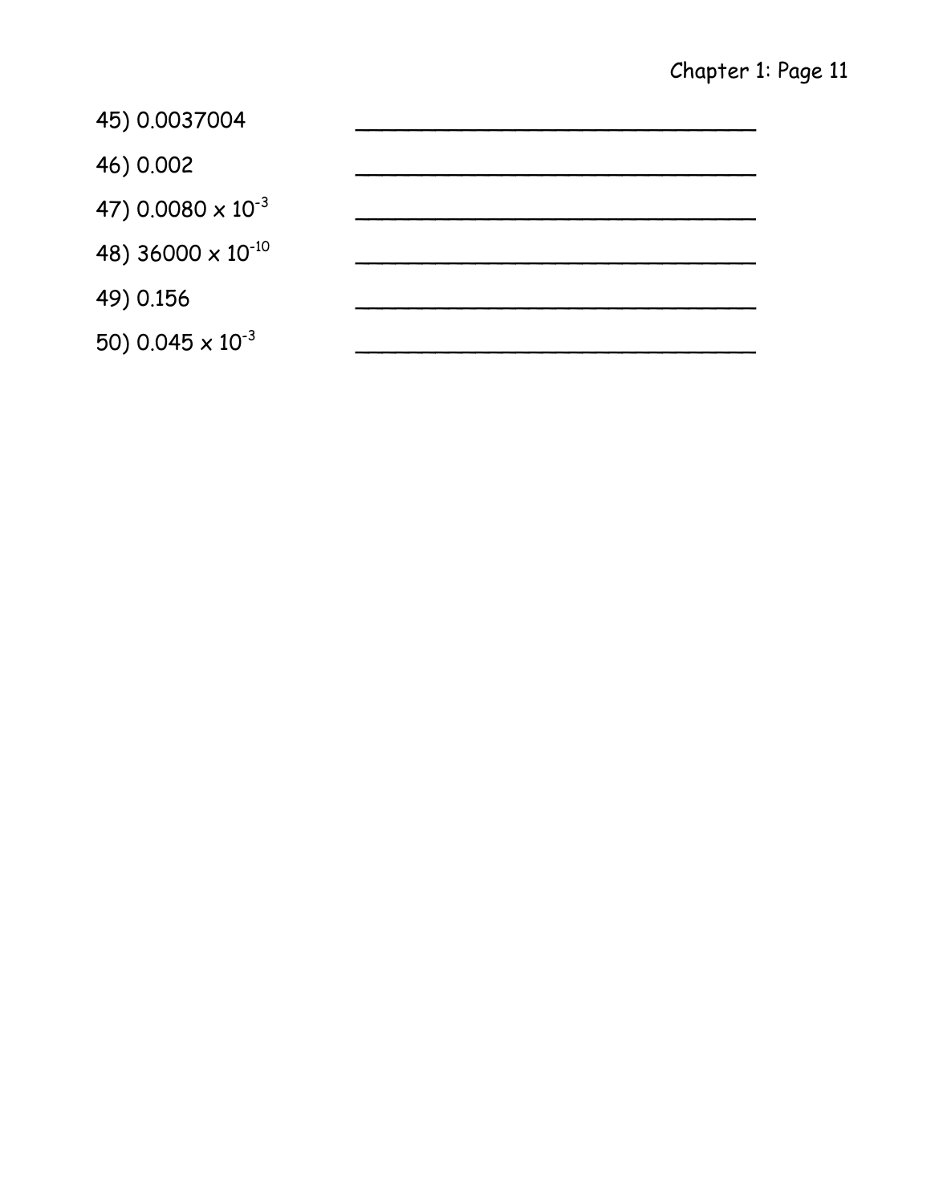45) 0.0037004 ______________________________

46) 0.002 ______________________________

47) $0.0080 \times 10^{-3}$ ______________________________

48) $36000 \times 10^{-10}$ ______________________________

49) 0.156 ______________________________

50) $0.045 \times 10^{-3}$ ______________________________